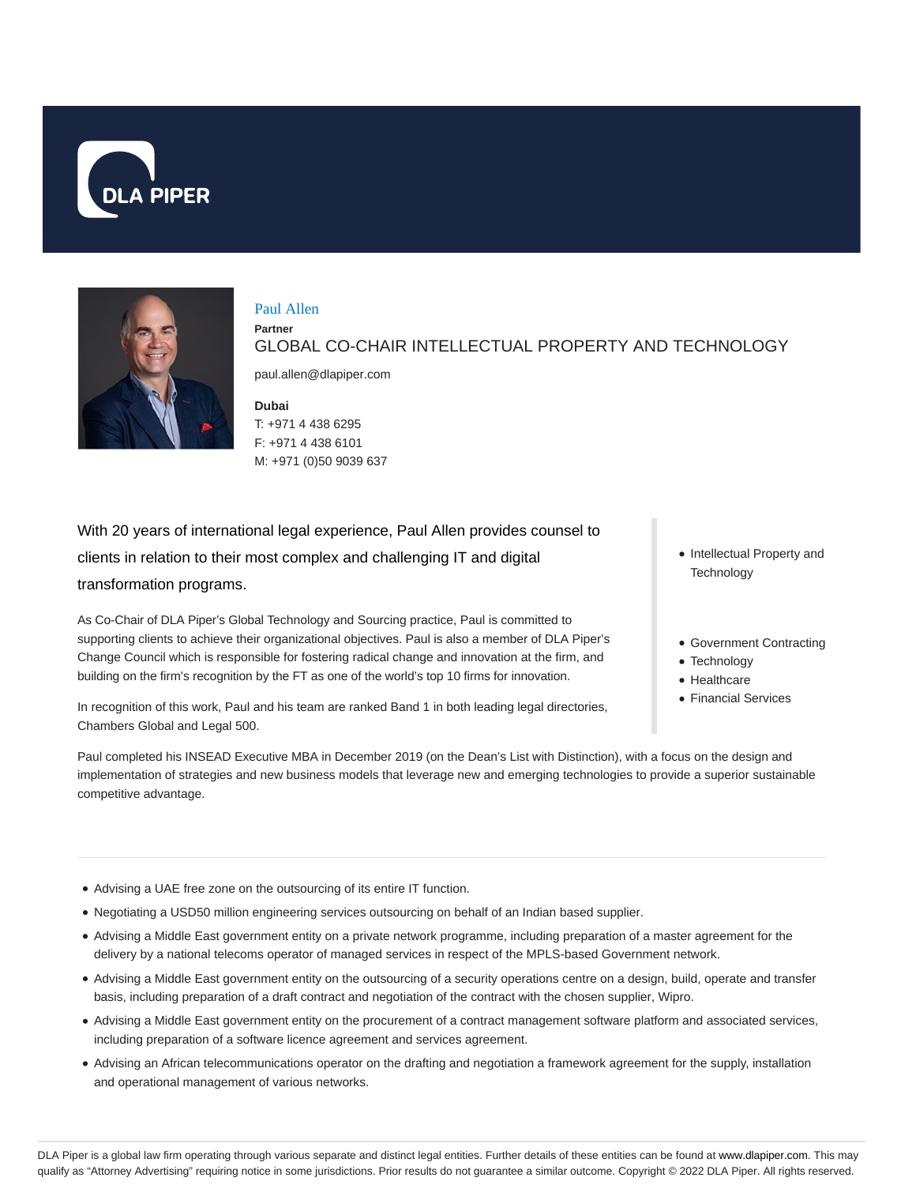DLA PIPER

# Paul Allen

**Partner**

GLOBAL CO-CHAIR INTELLECTUAL PROPERTY AND TECHNOLOGY

paul.allen@dlapiper.com

**Dubai**

T: +971 4 438 6295
F: +971 4 438 6101
M: +971 (0)50 9039 637

With 20 years of international legal experience, Paul Allen provides counsel to clients in relation to their most complex and challenging IT and digital transformation programs.

As Co-Chair of DLA Piper's Global Technology and Sourcing practice, Paul is committed to supporting clients to achieve their organizational objectives. Paul is also a member of DLA Piper's Change Council which is responsible for fostering radical change and innovation at the firm, and building on the firm's recognition by the FT as one of the world's top 10 firms for innovation.

In recognition of this work, Paul and his team are ranked Band 1 in both leading legal directories, Chambers Global and Legal 500.

- Intellectual Property and Technology

- Government Contracting
- Technology
- Healthcare
- Financial Services

Paul completed his INSEAD Executive MBA in December 2019 (on the Dean's List with Distinction), with a focus on the design and implementation of strategies and new business models that leverage new and emerging technologies to provide a superior sustainable competitive advantage.

---

- Advising a UAE free zone on the outsourcing of its entire IT function.
- Negotiating a USD50 million engineering services outsourcing on behalf of an Indian based supplier.
- Advising a Middle East government entity on a private network programme, including preparation of a master agreement for the delivery by a national telecoms operator of managed services in respect of the MPLS-based Government network.
- Advising a Middle East government entity on the outsourcing of a security operations centre on a design, build, operate and transfer basis, including preparation of a draft contract and negotiation of the contract with the chosen supplier, Wipro.
- Advising a Middle East government entity on the procurement of a contract management software platform and associated services, including preparation of a software licence agreement and services agreement.
- Advising an African telecommunications operator on the drafting and negotiation a framework agreement for the supply, installation and operational management of various networks.

DLA Piper is a global law firm operating through various separate and distinct legal entities. Further details of these entities can be found at www.dlapiper.com. This may qualify as "Attorney Advertising" requiring notice in some jurisdictions. Prior results do not guarantee a similar outcome. Copyright © 2022 DLA Piper. All rights reserved.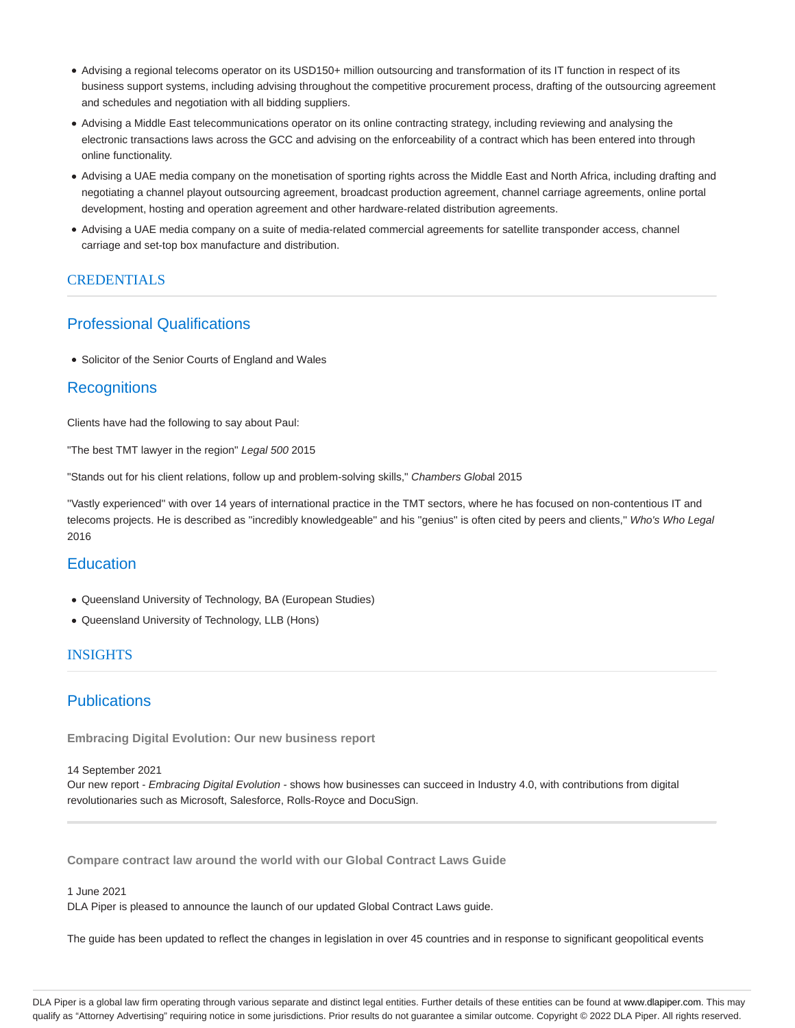- Advising a regional telecoms operator on its USD150+ million outsourcing and transformation of its IT function in respect of its business support systems, including advising throughout the competitive procurement process, drafting of the outsourcing agreement and schedules and negotiation with all bidding suppliers.
- Advising a Middle East telecommunications operator on its online contracting strategy, including reviewing and analysing the electronic transactions laws across the GCC and advising on the enforceability of a contract which has been entered into through online functionality.
- Advising a UAE media company on the monetisation of sporting rights across the Middle East and North Africa, including drafting and negotiating a channel playout outsourcing agreement, broadcast production agreement, channel carriage agreements, online portal development, hosting and operation agreement and other hardware-related distribution agreements.
- Advising a UAE media company on a suite of media-related commercial agreements for satellite transponder access, channel carriage and set-top box manufacture and distribution.

## CREDENTIALS

### Professional Qualifications

- Solicitor of the Senior Courts of England and Wales

### Recognitions

Clients have had the following to say about Paul:

"The best TMT lawyer in the region" *Legal 500* 2015

"Stands out for his client relations, follow up and problem-solving skills," *Chambers Global* 2015

"Vastly experienced" with over 14 years of international practice in the TMT sectors, where he has focused on non-contentious IT and telecoms projects. He is described as "incredibly knowledgeable" and his "genius" is often cited by peers and clients," *Who's Who Legal* 2016

### Education

- Queensland University of Technology, BA (European Studies)
- Queensland University of Technology, LLB (Hons)

## INSIGHTS

### Publications

**Embracing Digital Evolution: Our new business report**

14 September 2021
Our new report - *Embracing Digital Evolution* - shows how businesses can succeed in Industry 4.0, with contributions from digital revolutionaries such as Microsoft, Salesforce, Rolls-Royce and DocuSign.

---

**Compare contract law around the world with our Global Contract Laws Guide**

1 June 2021
DLA Piper is pleased to announce the launch of our updated Global Contract Laws guide.

The guide has been updated to reflect the changes in legislation in over 45 countries and in response to significant geopolitical events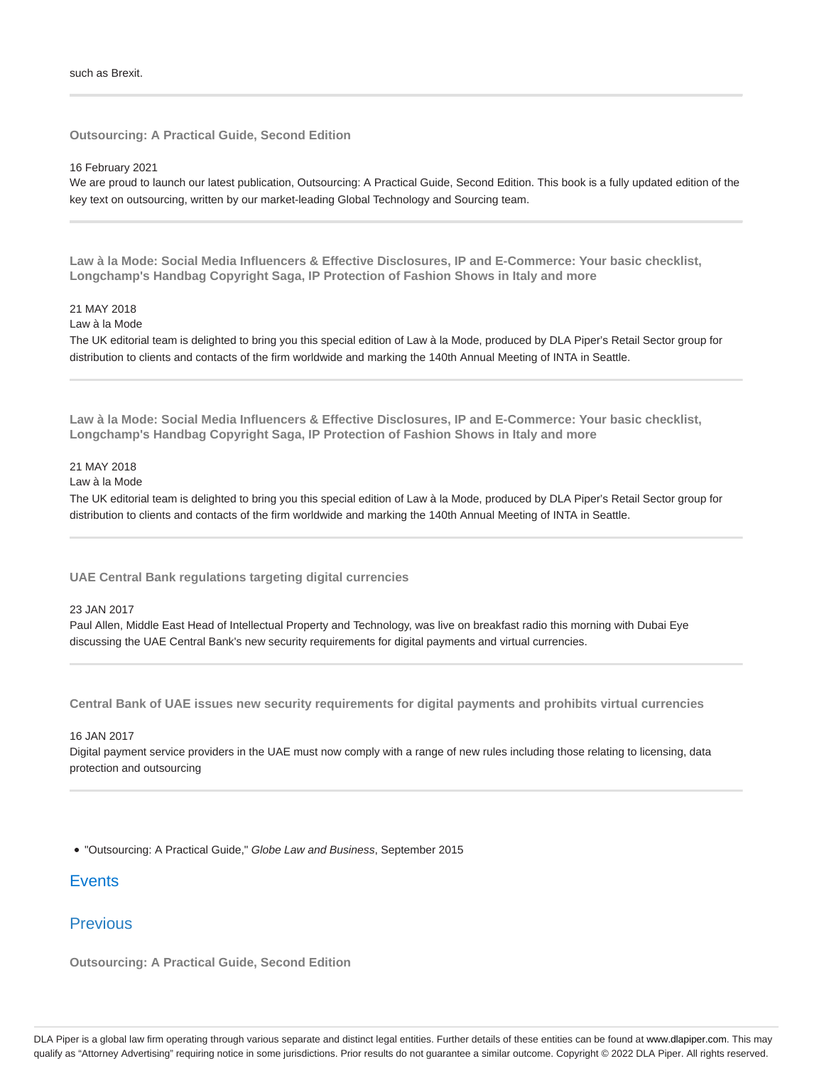such as Brexit.

---

**Outsourcing: A Practical Guide, Second Edition**

16 February 2021

We are proud to launch our latest publication, Outsourcing: A Practical Guide, Second Edition. This book is a fully updated edition of the key text on outsourcing, written by our market-leading Global Technology and Sourcing team.

---

**Law à la Mode: Social Media Influencers & Effective Disclosures, IP and E-Commerce: Your basic checklist, Longchamp's Handbag Copyright Saga, IP Protection of Fashion Shows in Italy and more**

21 MAY 2018

Law à la Mode

The UK editorial team is delighted to bring you this special edition of Law à la Mode, produced by DLA Piper's Retail Sector group for distribution to clients and contacts of the firm worldwide and marking the 140th Annual Meeting of INTA in Seattle.

---

**Law à la Mode: Social Media Influencers & Effective Disclosures, IP and E-Commerce: Your basic checklist, Longchamp's Handbag Copyright Saga, IP Protection of Fashion Shows in Italy and more**

21 MAY 2018

Law à la Mode

The UK editorial team is delighted to bring you this special edition of Law à la Mode, produced by DLA Piper's Retail Sector group for distribution to clients and contacts of the firm worldwide and marking the 140th Annual Meeting of INTA in Seattle.

---

**UAE Central Bank regulations targeting digital currencies**

23 JAN 2017

Paul Allen, Middle East Head of Intellectual Property and Technology, was live on breakfast radio this morning with Dubai Eye discussing the UAE Central Bank's new security requirements for digital payments and virtual currencies.

---

**Central Bank of UAE issues new security requirements for digital payments and prohibits virtual currencies**

16 JAN 2017

Digital payment service providers in the UAE must now comply with a range of new rules including those relating to licensing, data protection and outsourcing

---

- "Outsourcing: A Practical Guide," *Globe Law and Business*, September 2015

## Events

## Previous

**Outsourcing: A Practical Guide, Second Edition**

DLA Piper is a global law firm operating through various separate and distinct legal entities. Further details of these entities can be found at www.dlapiper.com. This may qualify as "Attorney Advertising" requiring notice in some jurisdictions. Prior results do not guarantee a similar outcome. Copyright © 2022 DLA Piper. All rights reserved.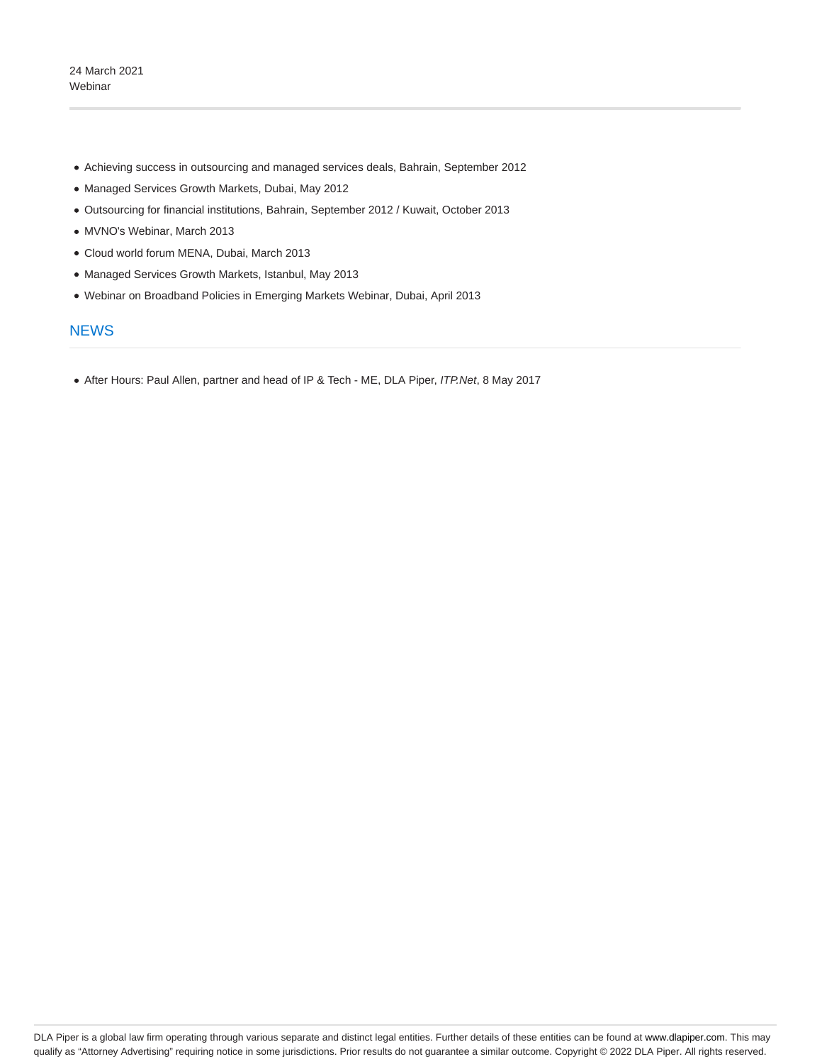24 March 2021
Webinar

- Achieving success in outsourcing and managed services deals, Bahrain, September 2012
- Managed Services Growth Markets, Dubai, May 2012
- Outsourcing for financial institutions, Bahrain, September 2012 / Kuwait, October 2013
- MVNO's Webinar, March 2013
- Cloud world forum MENA, Dubai, March 2013
- Managed Services Growth Markets, Istanbul, May 2013
- Webinar on Broadband Policies in Emerging Markets Webinar, Dubai, April 2013

## NEWS

- After Hours: Paul Allen, partner and head of IP & Tech - ME, DLA Piper, *ITP.Net*, 8 May 2017